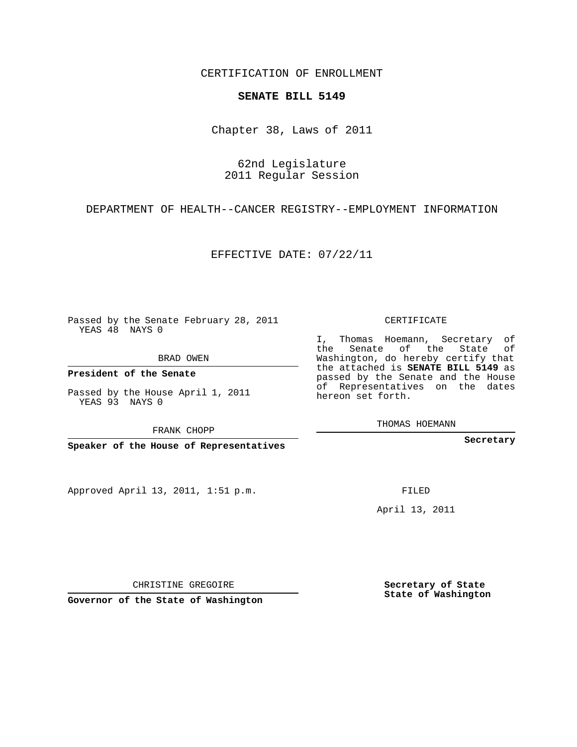CERTIFICATION OF ENROLLMENT

**SENATE BILL 5149**

Chapter 38, Laws of 2011

62nd Legislature
2011 Regular Session

DEPARTMENT OF HEALTH--CANCER REGISTRY--EMPLOYMENT INFORMATION

EFFECTIVE DATE: 07/22/11

Passed by the Senate February 28, 2011
YEAS 48 NAYS 0

BRAD OWEN

**President of the Senate**

Passed by the House April 1, 2011
YEAS 93 NAYS 0

FRANK CHOPP

**Speaker of the House of Representatives**

Approved April 13, 2011, 1:51 p.m.

CHRISTINE GREGOIRE

**Governor of the State of Washington**

CERTIFICATE

I, Thomas Hoemann, Secretary of the Senate of the State of Washington, do hereby certify that the attached is **SENATE BILL 5149** as passed by the Senate and the House of Representatives on the dates hereon set forth.

THOMAS HOEMANN

**Secretary**

FILED

April 13, 2011

**Secretary of State**
**State of Washington**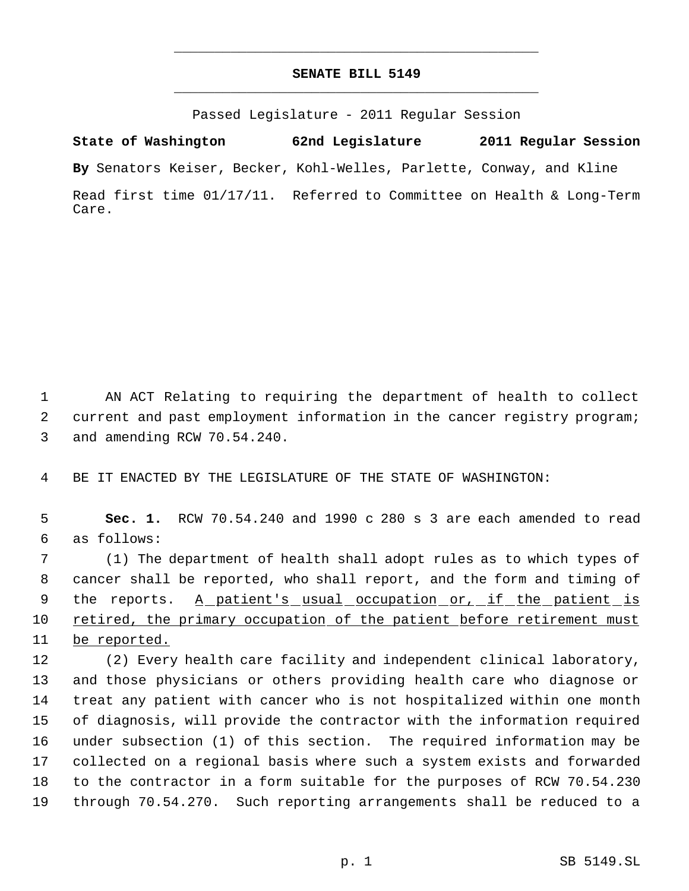# SENATE BILL 5149

Passed Legislature - 2011 Regular Session

**State of Washington 62nd Legislature 2011 Regular Session**

**By** Senators Keiser, Becker, Kohl-Welles, Parlette, Conway, and Kline

Read first time 01/17/11. Referred to Committee on Health & Long-Term Care.

AN ACT Relating to requiring the department of health to collect current and past employment information in the cancer registry program; and amending RCW 70.54.240.

BE IT ENACTED BY THE LEGISLATURE OF THE STATE OF WASHINGTON:

**Sec. 1.** RCW 70.54.240 and 1990 c 280 s 3 are each amended to read as follows:

(1) The department of health shall adopt rules as to which types of cancer shall be reported, who shall report, and the form and timing of the reports. A patient's usual occupation or, if the patient is retired, the primary occupation of the patient before retirement must be reported.

(2) Every health care facility and independent clinical laboratory, and those physicians or others providing health care who diagnose or treat any patient with cancer who is not hospitalized within one month of diagnosis, will provide the contractor with the information required under subsection (1) of this section. The required information may be collected on a regional basis where such a system exists and forwarded to the contractor in a form suitable for the purposes of RCW 70.54.230 through 70.54.270. Such reporting arrangements shall be reduced to a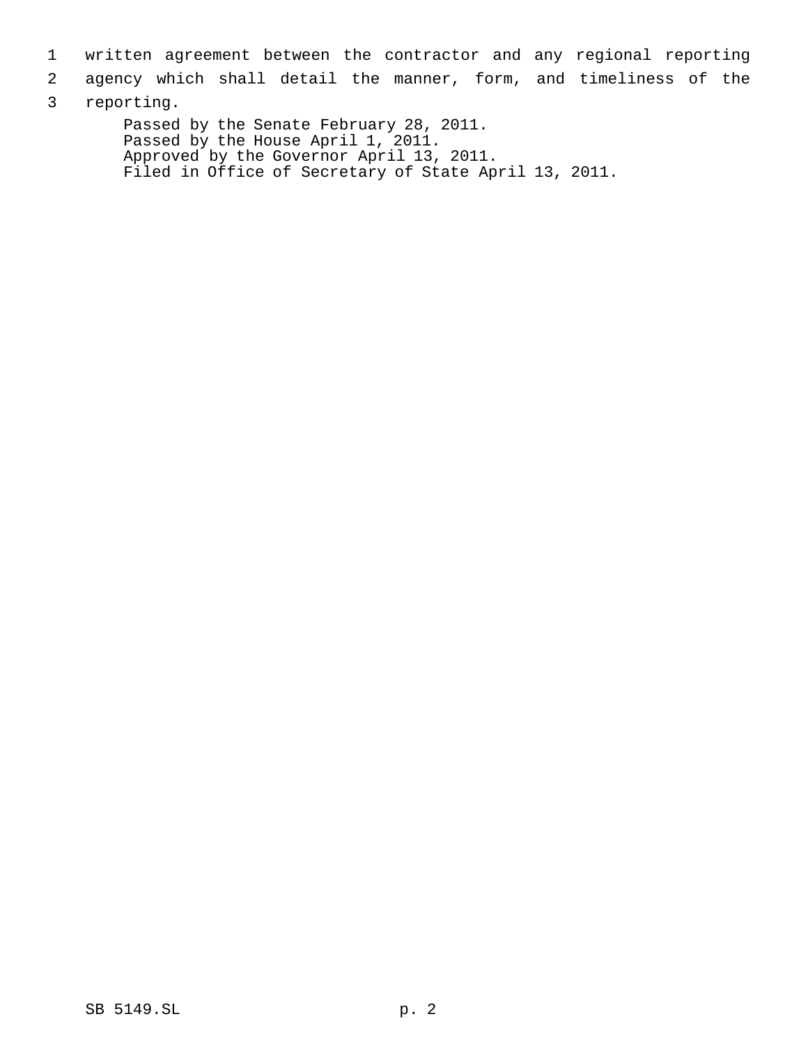written agreement between the contractor and any regional reporting agency which shall detail the manner, form, and timeliness of the reporting.

Passed by the Senate February 28, 2011.
Passed by the House April 1, 2011.
Approved by the Governor April 13, 2011.
Filed in Office of Secretary of State April 13, 2011.